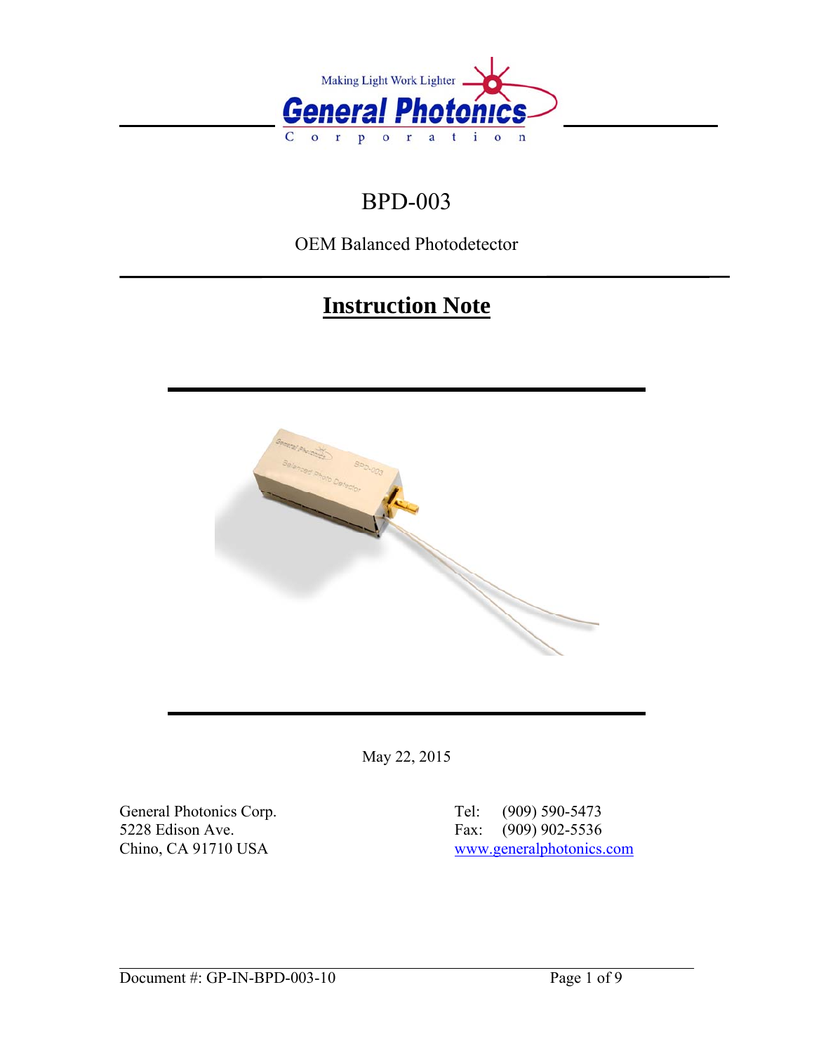Making Light Work Lighter

**General Photonics**

Corporation

# BPD-003

OEM Balanced Photodetector

## Instruction Note

May 22, 2015

General Photonics Corp.
5228 Edison Ave.
Chino, CA 91710 USA

Tel: (909) 590-5473
Fax: (909) 902-5536
www.generalphotonics.com

Document #: GP-IN-BPD-003-10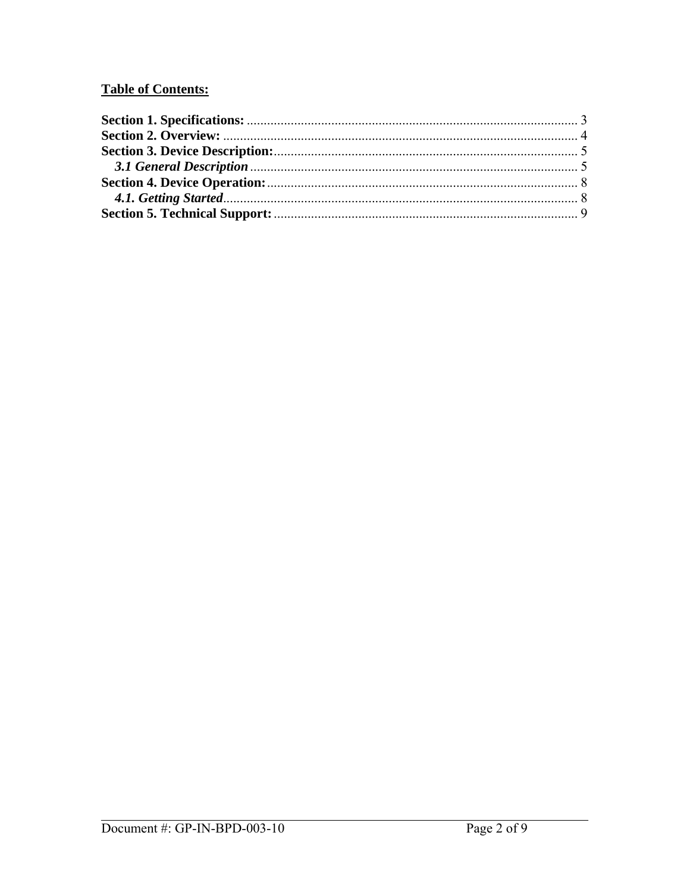**<u>Table of Contents:</u>**

**Section 1. Specifications:** .......................................................................................... 3
**Section 2. Overview:** .................................................................................................. 4
**Section 3. Device Description:**.................................................................................. 5
  ***3.1 General Description*** ................................................................................... 5
**Section 4. Device Operation:**..................................................................................... 8
  ***4.1. Getting Started***......................................................................................... 8
**Section 5. Technical Support:** .................................................................................. 9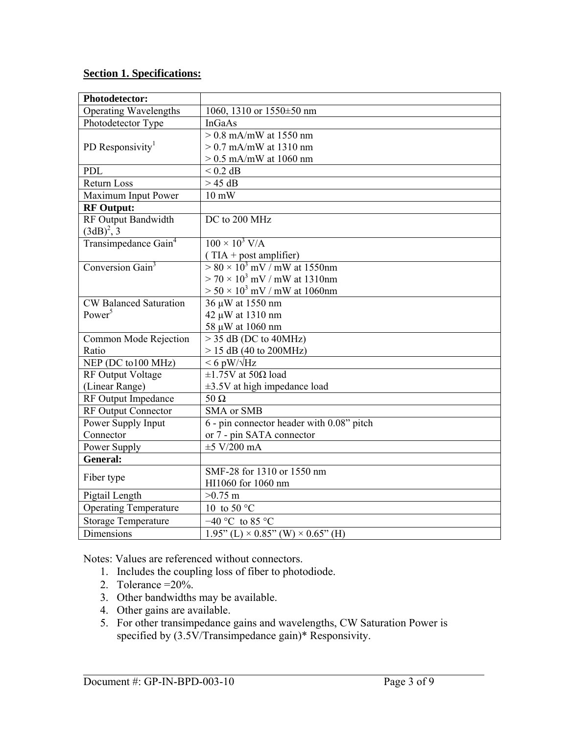## Section 1. Specifications:

| Photodetector: | |
|---|---|
| Operating Wavelengths | 1060, 1310 or 1550±50 nm |
| Photodetector Type | InGaAs |
| PD Responsivity[1] | > 0.8 mA/mW at 1550 nm<br>> 0.7 mA/mW at 1310 nm<br>> 0.5 mA/mW at 1060 nm |
| PDL | < 0.2 dB |
| Return Loss | > 45 dB |
| Maximum Input Power | 10 mW |
| **RF Output:** | |
| RF Output Bandwidth (3dB)[2], 3 | DC to 200 MHz |
| Transimpedance Gain[4] | $100 \times 10^3$ V/A<br>( TIA + post amplifier) |
| Conversion Gain[3] | > $80 \times 10^3$ mV / mW at 1550nm<br>> $70 \times 10^3$ mV / mW at 1310nm<br>> $50 \times 10^3$ mV / mW at 1060nm |
| CW Balanced Saturation Power[5] | 36 μW at 1550 nm<br>42 μW at 1310 nm<br>58 μW at 1060 nm |
| Common Mode Rejection Ratio | > 35 dB (DC to 40MHz)<br>> 15 dB (40 to 200MHz) |
| NEP (DC to100 MHz) | < 6 pW/√Hz |
| RF Output Voltage (Linear Range) | ±1.75V at 50Ω load<br>±3.5V at high impedance load |
| RF Output Impedance | 50 Ω |
| RF Output Connector | SMA or SMB |
| Power Supply Input Connector | 6 - pin connector header with 0.08" pitch<br>or 7 - pin SATA connector |
| Power Supply | ±5 V/200 mA |
| **General:** | |
| Fiber type | SMF-28 for 1310 or 1550 nm<br>HI1060 for 1060 nm |
| Pigtail Length | >0.75 m |
| Operating Temperature | 10 to 50 °C |
| Storage Temperature | −40 °C to 85 °C |
| Dimensions | 1.95" (L) × 0.85" (W) × 0.65" (H) |

Notes: Values are referenced without connectors.

1. Includes the coupling loss of fiber to photodiode.
2. Tolerance =20%.
3. Other bandwidths may be available.
4. Other gains are available.
5. For other transimpedance gains and wavelengths, CW Saturation Power is specified by (3.5V/Transimpedance gain)* Responsivity.

Document #: GP-IN-BPD-003-10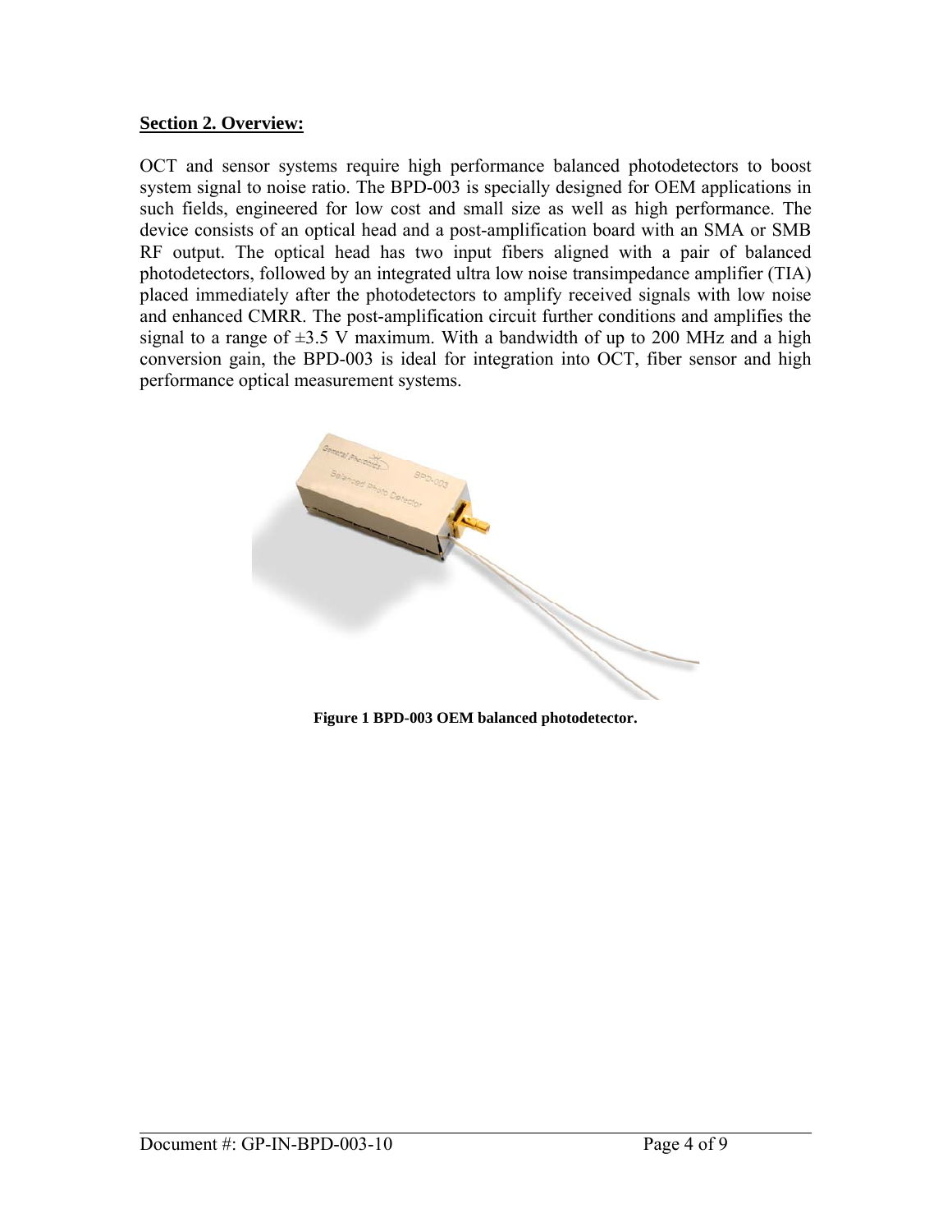## Section 2. Overview:

OCT and sensor systems require high performance balanced photodetectors to boost system signal to noise ratio. The BPD-003 is specially designed for OEM applications in such fields, engineered for low cost and small size as well as high performance. The device consists of an optical head and a post-amplification board with an SMA or SMB RF output. The optical head has two input fibers aligned with a pair of balanced photodetectors, followed by an integrated ultra low noise transimpedance amplifier (TIA) placed immediately after the photodetectors to amplify received signals with low noise and enhanced CMRR. The post-amplification circuit further conditions and amplifies the signal to a range of ±3.5 V maximum. With a bandwidth of up to 200 MHz and a high conversion gain, the BPD-003 is ideal for integration into OCT, fiber sensor and high performance optical measurement systems.

**Figure 1 BPD-003 OEM balanced photodetector.**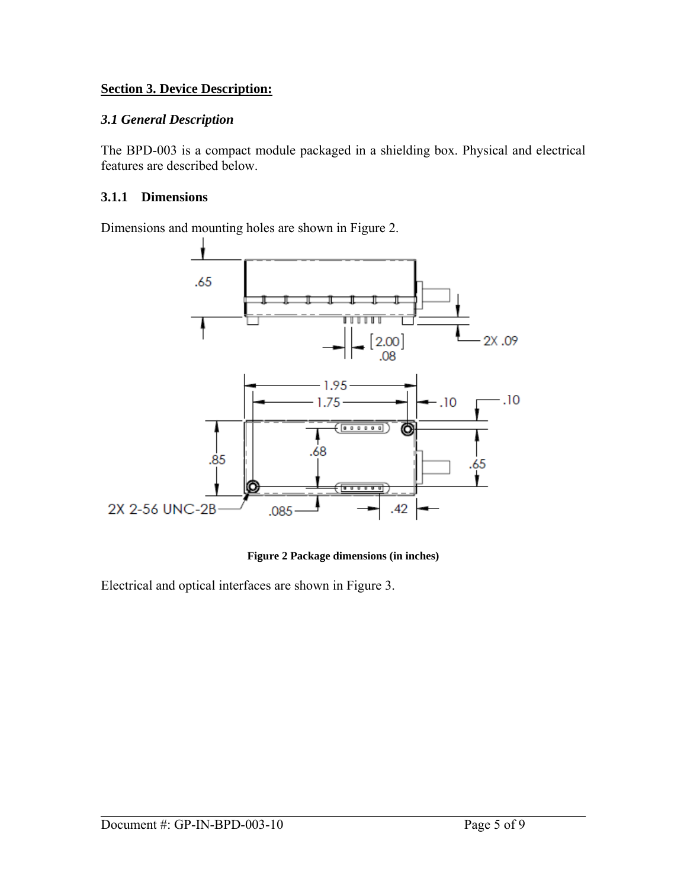**Section 3. Device Description:**

### *3.1 General Description*

The BPD-003 is a compact module packaged in a shielding box. Physical and electrical features are described below.

#### 3.1.1 Dimensions

Dimensions and mounting holes are shown in Figure 2.

**Figure 2 Package dimensions (in inches)**

Electrical and optical interfaces are shown in Figure 3.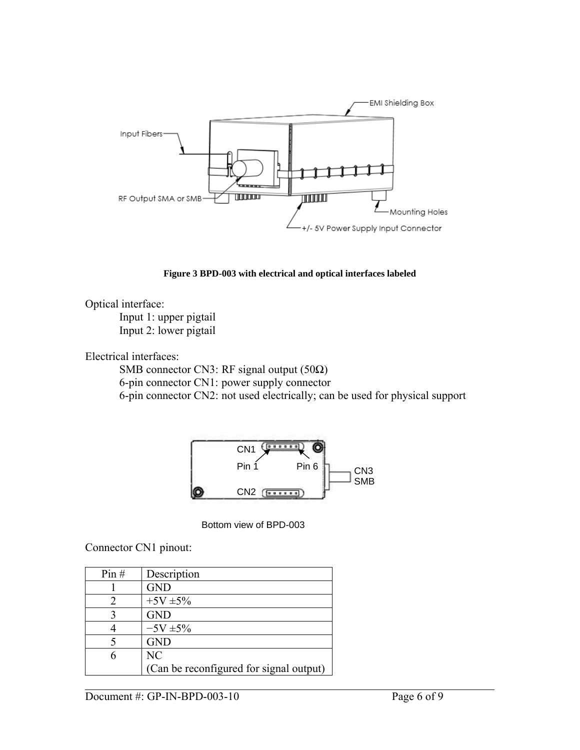Figure 3 BPD-003 with electrical and optical interfaces labeled

Optical interface:

Input 1: upper pigtail
Input 2: lower pigtail

Electrical interfaces:

SMB connector CN3: RF signal output (50Ω)
6-pin connector CN1: power supply connector
6-pin connector CN2: not used electrically; can be used for physical support

Bottom view of BPD-003

Connector CN1 pinout:

| Pin # | Description |
| --- | --- |
| 1 | GND |
| 2 | +5V ±5% |
| 3 | GND |
| 4 | −5V ±5% |
| 5 | GND |
| 6 | NC (Can be reconfigured for signal output) |

Document #: GP-IN-BPD-003-10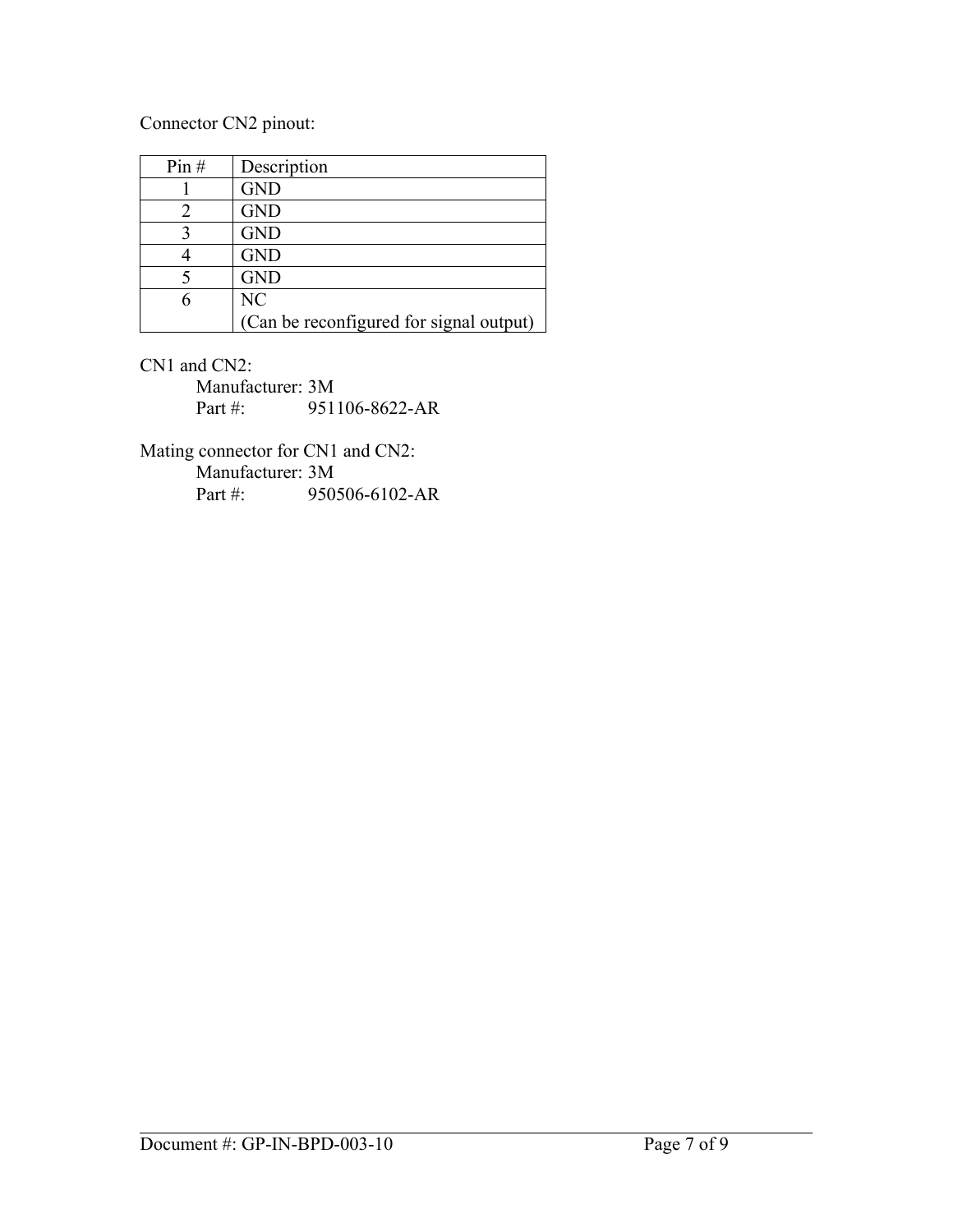Connector CN2 pinout:

| Pin # | Description |
| --- | --- |
| 1 | GND |
| 2 | GND |
| 3 | GND |
| 4 | GND |
| 5 | GND |
| 6 | NC<br>(Can be reconfigured for signal output) |

CN1 and CN2:

Manufacturer: 3M
Part #: 951106-8622-AR

Mating connector for CN1 and CN2:

Manufacturer: 3M
Part #: 950506-6102-AR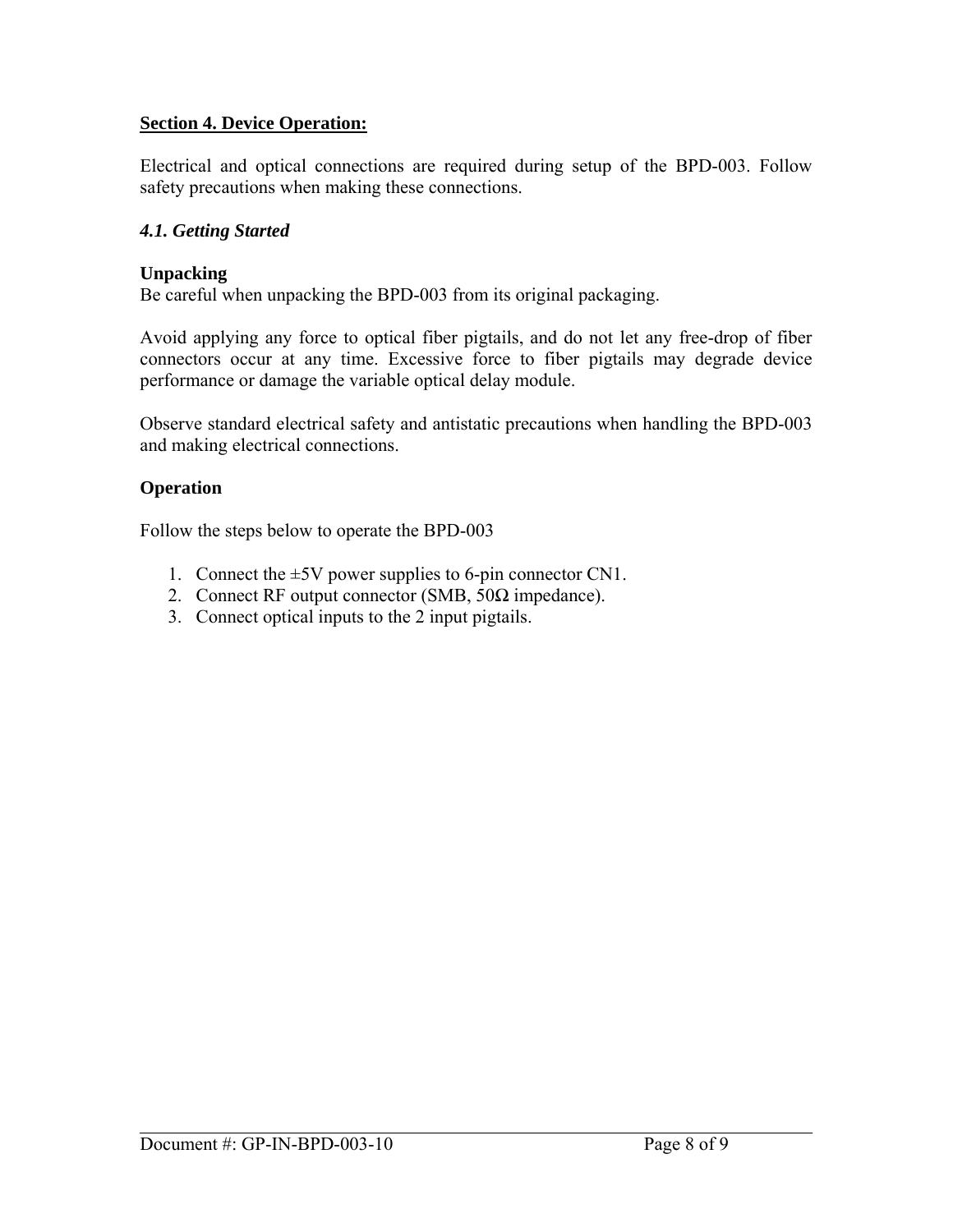## Section 4. Device Operation:

Electrical and optical connections are required during setup of the BPD-003. Follow safety precautions when making these connections.

### *4.1. Getting Started*

**Unpacking**

Be careful when unpacking the BPD-003 from its original packaging.

Avoid applying any force to optical fiber pigtails, and do not let any free-drop of fiber connectors occur at any time. Excessive force to fiber pigtails may degrade device performance or damage the variable optical delay module.

Observe standard electrical safety and antistatic precautions when handling the BPD-003 and making electrical connections.

**Operation**

Follow the steps below to operate the BPD-003

1. Connect the ±5V power supplies to 6-pin connector CN1.
2. Connect RF output connector (SMB, 50Ω impedance).
3. Connect optical inputs to the 2 input pigtails.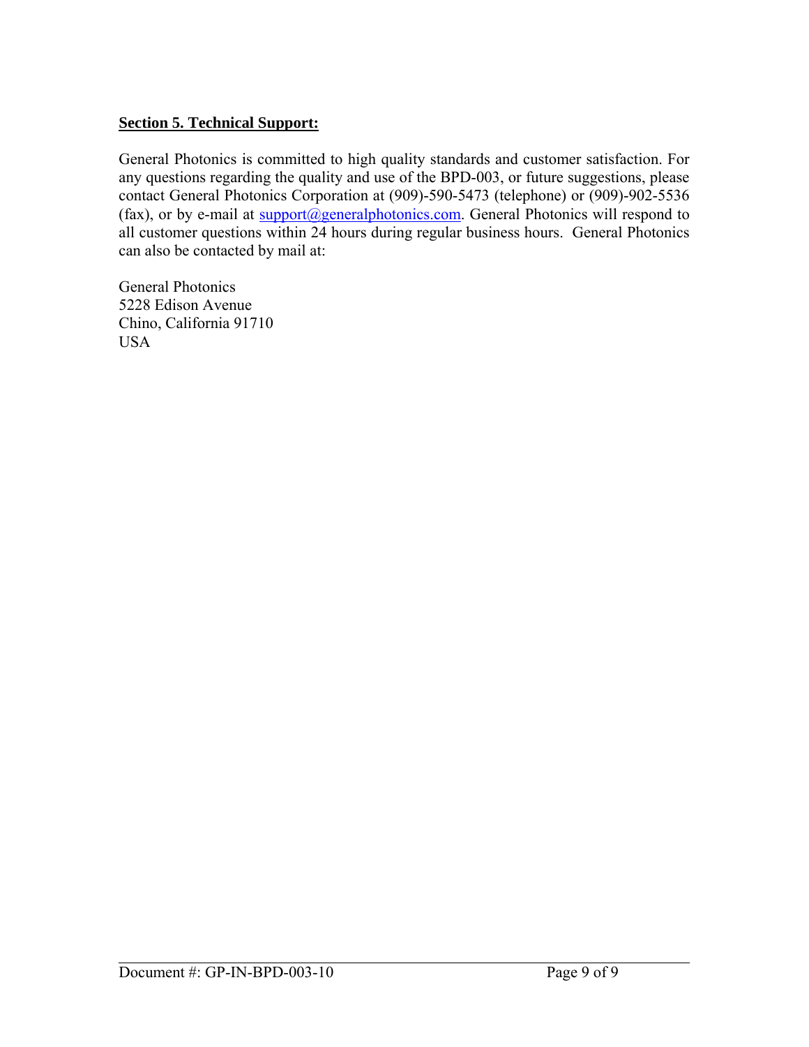**Section 5. Technical Support:**

General Photonics is committed to high quality standards and customer satisfaction. For any questions regarding the quality and use of the BPD-003, or future suggestions, please contact General Photonics Corporation at (909)-590-5473 (telephone) or (909)-902-5536 (fax), or by e-mail at support@generalphotonics.com. General Photonics will respond to all customer questions within 24 hours during regular business hours. General Photonics can also be contacted by mail at:

General Photonics
5228 Edison Avenue
Chino, California 91710
USA